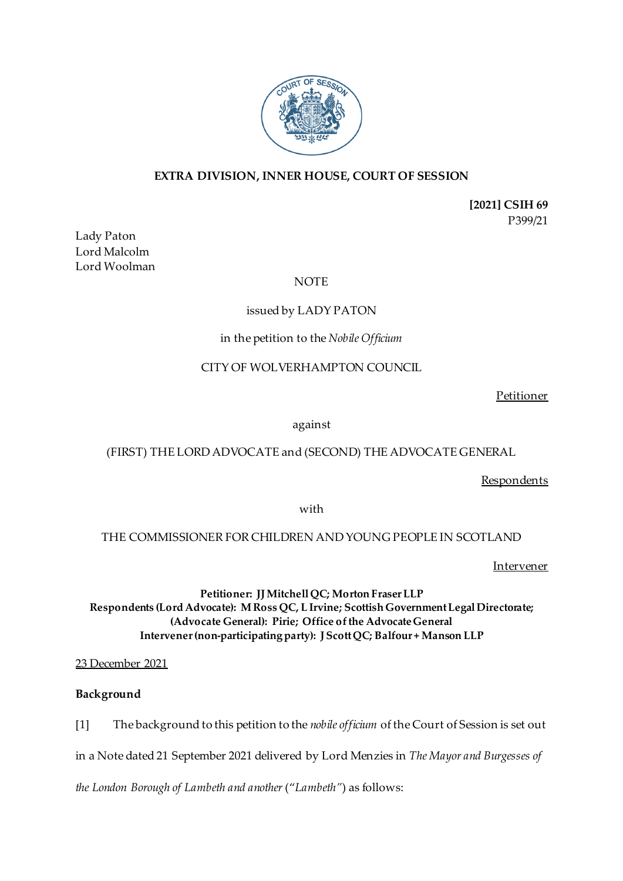**EXTRA DIVISION, INNER HOUSE, COURT OF SESSION**

**[2021] CSIH 69**
P399/21

Lady Paton
Lord Malcolm
Lord Woolman

NOTE

issued by LADY PATON

in the petition to the *Nobile Officium*

CITY OF WOLVERHAMPTON COUNCIL

Petitioner

against

(FIRST) THE LORD ADVOCATE and (SECOND) THE ADVOCATE GENERAL

Respondents

with

THE COMMISSIONER FOR CHILDREN AND YOUNG PEOPLE IN SCOTLAND

Intervener

**Petitioner: JJ Mitchell QC; Morton Fraser LLP**
**Respondents (Lord Advocate): M Ross QC, L Irvine; Scottish Government Legal Directorate; (Advocate General): Pirie; Office of the Advocate General**
**Intervener (non-participating party): J Scott QC; Balfour + Manson LLP**

23 December 2021

## Background

[1] The background to this petition to the *nobile officium* of the Court of Session is set out in a Note dated 21 September 2021 delivered by Lord Menzies in *The Mayor and Burgesses of the London Borough of Lambeth and another* ("*Lambeth*") as follows: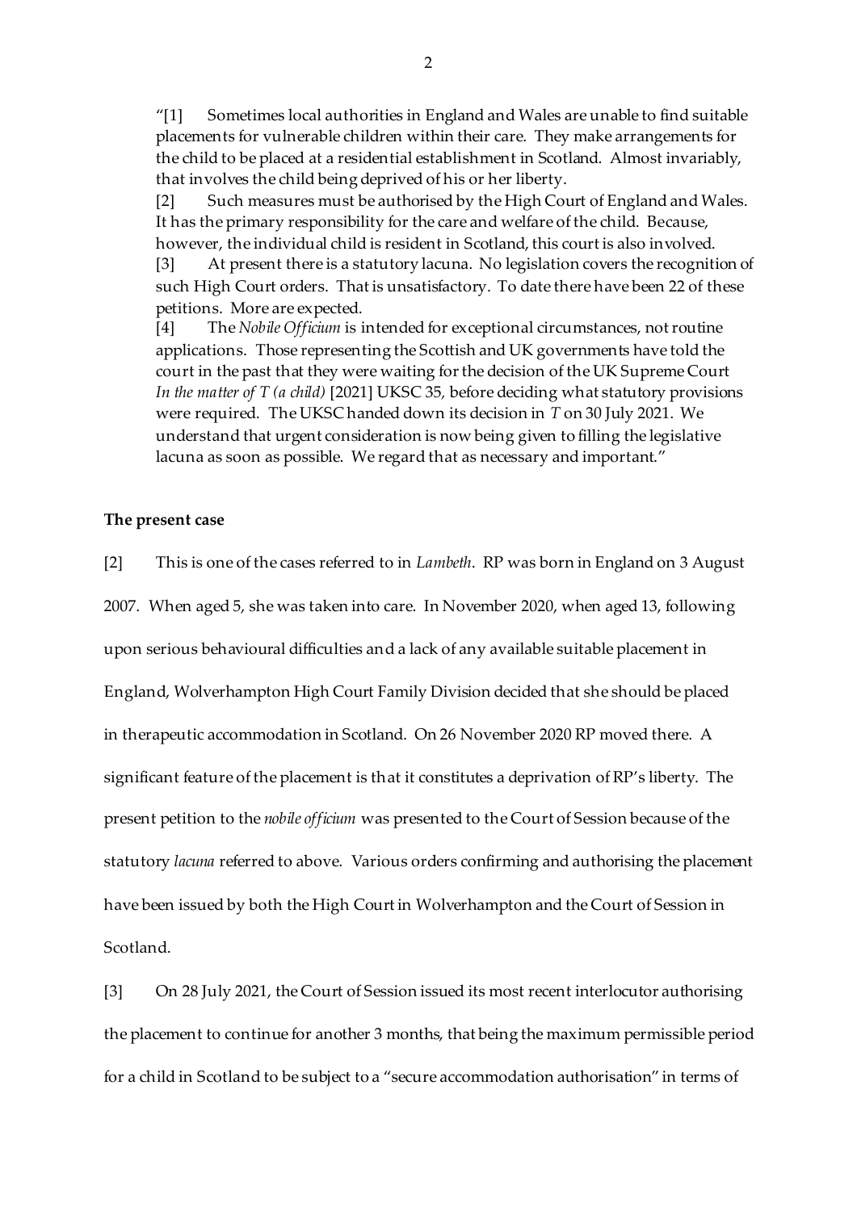"[1] Sometimes local authorities in England and Wales are unable to find suitable placements for vulnerable children within their care. They make arrangements for the child to be placed at a residential establishment in Scotland. Almost invariably, that involves the child being deprived of his or her liberty.

[2] Such measures must be authorised by the High Court of England and Wales. It has the primary responsibility for the care and welfare of the child. Because, however, the individual child is resident in Scotland, this court is also involved.

[3] At present there is a statutory lacuna. No legislation covers the recognition of such High Court orders. That is unsatisfactory. To date there have been 22 of these petitions. More are expected.

[4] The *Nobile Officium* is intended for exceptional circumstances, not routine applications. Those representing the Scottish and UK governments have told the court in the past that they were waiting for the decision of the UK Supreme Court *In the matter of T (a child)* [2021] UKSC 35, before deciding what statutory provisions were required. The UKSC handed down its decision in *T* on 30 July 2021. We understand that urgent consideration is now being given to filling the legislative lacuna as soon as possible. We regard that as necessary and important."

**The present case**

[2] This is one of the cases referred to in *Lambeth*. RP was born in England on 3 August 2007. When aged 5, she was taken into care. In November 2020, when aged 13, following upon serious behavioural difficulties and a lack of any available suitable placement in England, Wolverhampton High Court Family Division decided that she should be placed in therapeutic accommodation in Scotland. On 26 November 2020 RP moved there. A significant feature of the placement is that it constitutes a deprivation of RP's liberty. The present petition to the *nobile officium* was presented to the Court of Session because of the statutory *lacuna* referred to above. Various orders confirming and authorising the placement have been issued by both the High Court in Wolverhampton and the Court of Session in Scotland.

[3] On 28 July 2021, the Court of Session issued its most recent interlocutor authorising the placement to continue for another 3 months, that being the maximum permissible period for a child in Scotland to be subject to a "secure accommodation authorisation" in terms of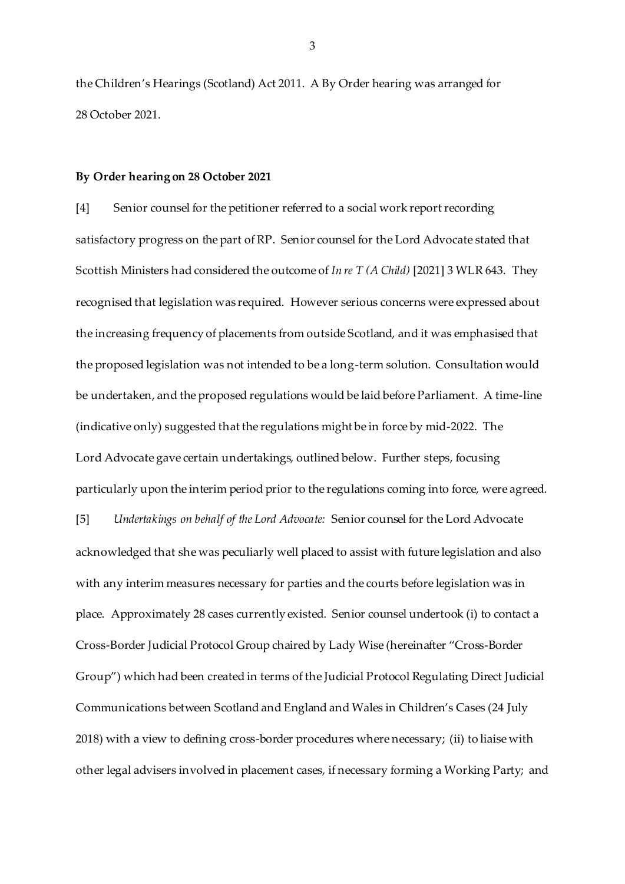the Children's Hearings (Scotland) Act 2011. A By Order hearing was arranged for 28 October 2021.

**By Order hearing on 28 October 2021**

[4] Senior counsel for the petitioner referred to a social work report recording satisfactory progress on the part of RP. Senior counsel for the Lord Advocate stated that Scottish Ministers had considered the outcome of *In re T (A Child)* [2021] 3 WLR 643. They recognised that legislation was required. However serious concerns were expressed about the increasing frequency of placements from outside Scotland, and it was emphasised that the proposed legislation was not intended to be a long-term solution. Consultation would be undertaken, and the proposed regulations would be laid before Parliament. A time-line (indicative only) suggested that the regulations might be in force by mid-2022. The Lord Advocate gave certain undertakings, outlined below. Further steps, focusing particularly upon the interim period prior to the regulations coming into force, were agreed.

[5] *Undertakings on behalf of the Lord Advocate:* Senior counsel for the Lord Advocate acknowledged that she was peculiarly well placed to assist with future legislation and also with any interim measures necessary for parties and the courts before legislation was in place. Approximately 28 cases currently existed. Senior counsel undertook (i) to contact a Cross-Border Judicial Protocol Group chaired by Lady Wise (hereinafter "Cross-Border Group") which had been created in terms of the Judicial Protocol Regulating Direct Judicial Communications between Scotland and England and Wales in Children's Cases (24 July 2018) with a view to defining cross-border procedures where necessary; (ii) to liaise with other legal advisers involved in placement cases, if necessary forming a Working Party; and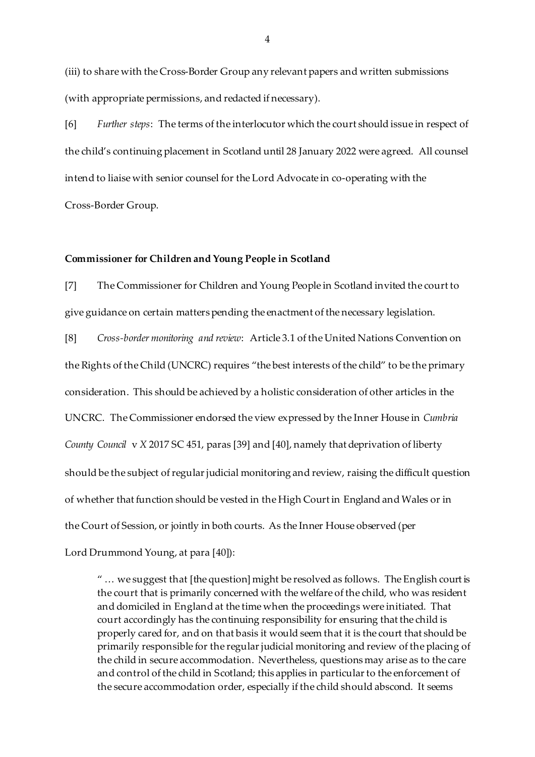(iii) to share with the Cross-Border Group any relevant papers and written submissions (with appropriate permissions, and redacted if necessary).

[6] *Further steps*: The terms of the interlocutor which the court should issue in respect of the child's continuing placement in Scotland until 28 January 2022 were agreed. All counsel intend to liaise with senior counsel for the Lord Advocate in co-operating with the Cross-Border Group.

**Commissioner for Children and Young People in Scotland**

[7] The Commissioner for Children and Young People in Scotland invited the court to give guidance on certain matters pending the enactment of the necessary legislation.

[8] *Cross-border monitoring and review*: Article 3.1 of the United Nations Convention on the Rights of the Child (UNCRC) requires "the best interests of the child" to be the primary consideration. This should be achieved by a holistic consideration of other articles in the UNCRC. The Commissioner endorsed the view expressed by the Inner House in *Cumbria County Council* v *X* 2017 SC 451, paras [39] and [40], namely that deprivation of liberty should be the subject of regular judicial monitoring and review, raising the difficult question of whether that function should be vested in the High Court in England and Wales or in the Court of Session, or jointly in both courts. As the Inner House observed (per Lord Drummond Young, at para [40]):

> " … we suggest that [the question] might be resolved as follows. The English court is the court that is primarily concerned with the welfare of the child, who was resident and domiciled in England at the time when the proceedings were initiated. That court accordingly has the continuing responsibility for ensuring that the child is properly cared for, and on that basis it would seem that it is the court that should be primarily responsible for the regular judicial monitoring and review of the placing of the child in secure accommodation. Nevertheless, questions may arise as to the care and control of the child in Scotland; this applies in particular to the enforcement of the secure accommodation order, especially if the child should abscond. It seems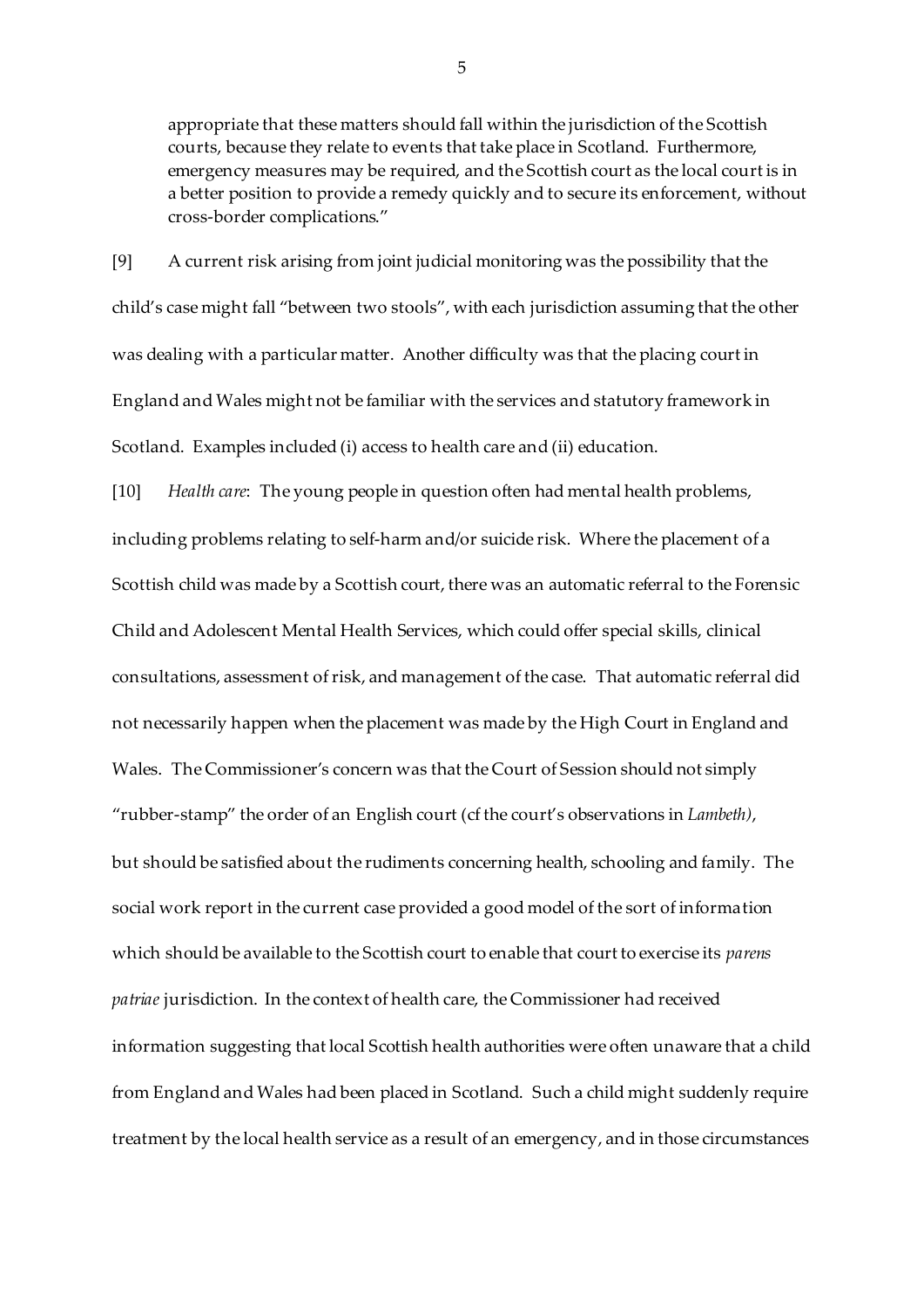appropriate that these matters should fall within the jurisdiction of the Scottish courts, because they relate to events that take place in Scotland. Furthermore, emergency measures may be required, and the Scottish court as the local court is in a better position to provide a remedy quickly and to secure its enforcement, without cross-border complications."

[9] A current risk arising from joint judicial monitoring was the possibility that the child's case might fall "between two stools", with each jurisdiction assuming that the other was dealing with a particular matter. Another difficulty was that the placing court in England and Wales might not be familiar with the services and statutory framework in Scotland. Examples included (i) access to health care and (ii) education.

[10] *Health care*: The young people in question often had mental health problems, including problems relating to self-harm and/or suicide risk. Where the placement of a Scottish child was made by a Scottish court, there was an automatic referral to the Forensic Child and Adolescent Mental Health Services, which could offer special skills, clinical consultations, assessment of risk, and management of the case. That automatic referral did not necessarily happen when the placement was made by the High Court in England and Wales. The Commissioner's concern was that the Court of Session should not simply "rubber-stamp" the order of an English court (cf the court's observations in *Lambeth)*, but should be satisfied about the rudiments concerning health, schooling and family. The social work report in the current case provided a good model of the sort of information which should be available to the Scottish court to enable that court to exercise its *parens patriae* jurisdiction. In the context of health care, the Commissioner had received information suggesting that local Scottish health authorities were often unaware that a child from England and Wales had been placed in Scotland. Such a child might suddenly require treatment by the local health service as a result of an emergency, and in those circumstances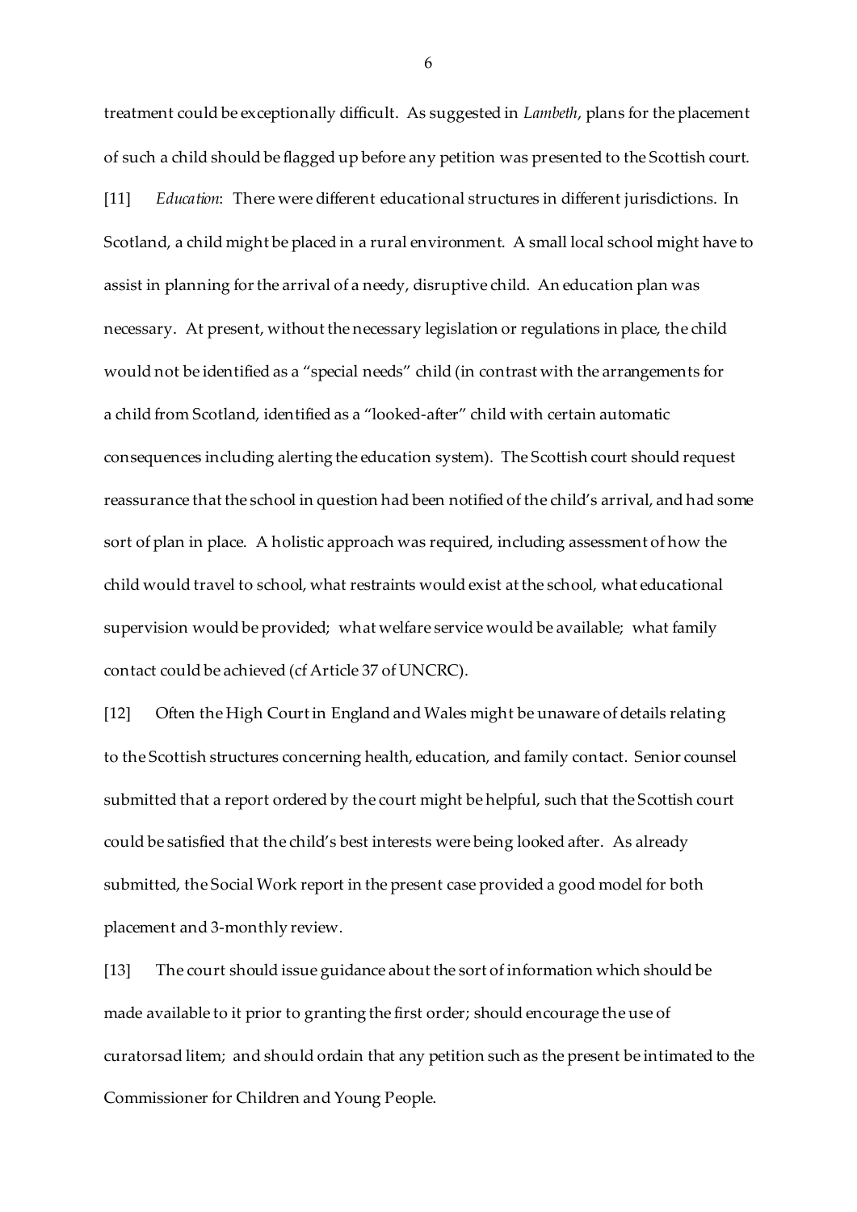treatment could be exceptionally difficult. As suggested in *Lambeth*, plans for the placement of such a child should be flagged up before any petition was presented to the Scottish court.

[11] *Education*: There were different educational structures in different jurisdictions. In Scotland, a child might be placed in a rural environment. A small local school might have to assist in planning for the arrival of a needy, disruptive child. An education plan was necessary. At present, without the necessary legislation or regulations in place, the child would not be identified as a "special needs" child (in contrast with the arrangements for a child from Scotland, identified as a "looked-after" child with certain automatic consequences including alerting the education system). The Scottish court should request reassurance that the school in question had been notified of the child's arrival, and had some sort of plan in place. A holistic approach was required, including assessment of how the child would travel to school, what restraints would exist at the school, what educational supervision would be provided; what welfare service would be available; what family contact could be achieved (cf Article 37 of UNCRC).

[12] Often the High Court in England and Wales might be unaware of details relating to the Scottish structures concerning health, education, and family contact. Senior counsel submitted that a report ordered by the court might be helpful, such that the Scottish court could be satisfied that the child's best interests were being looked after. As already submitted, the Social Work report in the present case provided a good model for both placement and 3-monthly review.

[13] The court should issue guidance about the sort of information which should be made available to it prior to granting the first order; should encourage the use of curatorsad litem; and should ordain that any petition such as the present be intimated to the Commissioner for Children and Young People.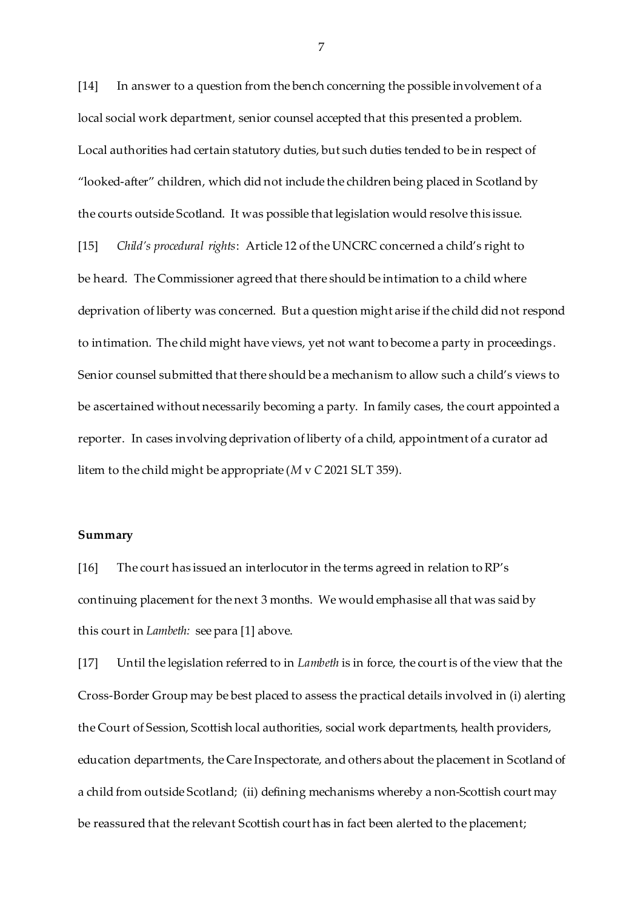[14] In answer to a question from the bench concerning the possible involvement of a local social work department, senior counsel accepted that this presented a problem. Local authorities had certain statutory duties, but such duties tended to be in respect of "looked-after" children, which did not include the children being placed in Scotland by the courts outside Scotland. It was possible that legislation would resolve this issue.

[15] *Child's procedural rights*: Article 12 of the UNCRC concerned a child's right to be heard. The Commissioner agreed that there should be intimation to a child where deprivation of liberty was concerned. But a question might arise if the child did not respond to intimation. The child might have views, yet not want to become a party in proceedings. Senior counsel submitted that there should be a mechanism to allow such a child's views to be ascertained without necessarily becoming a party. In family cases, the court appointed a reporter. In cases involving deprivation of liberty of a child, appointment of a curator ad litem to the child might be appropriate (*M* v *C* 2021 SLT 359).

**Summary**

[16] The court has issued an interlocutor in the terms agreed in relation to RP's continuing placement for the next 3 months. We would emphasise all that was said by this court in *Lambeth:* see para [1] above.

[17] Until the legislation referred to in *Lambeth* is in force, the court is of the view that the Cross-Border Group may be best placed to assess the practical details involved in (i) alerting the Court of Session, Scottish local authorities, social work departments, health providers, education departments, the Care Inspectorate, and others about the placement in Scotland of a child from outside Scotland; (ii) defining mechanisms whereby a non-Scottish court may be reassured that the relevant Scottish court has in fact been alerted to the placement;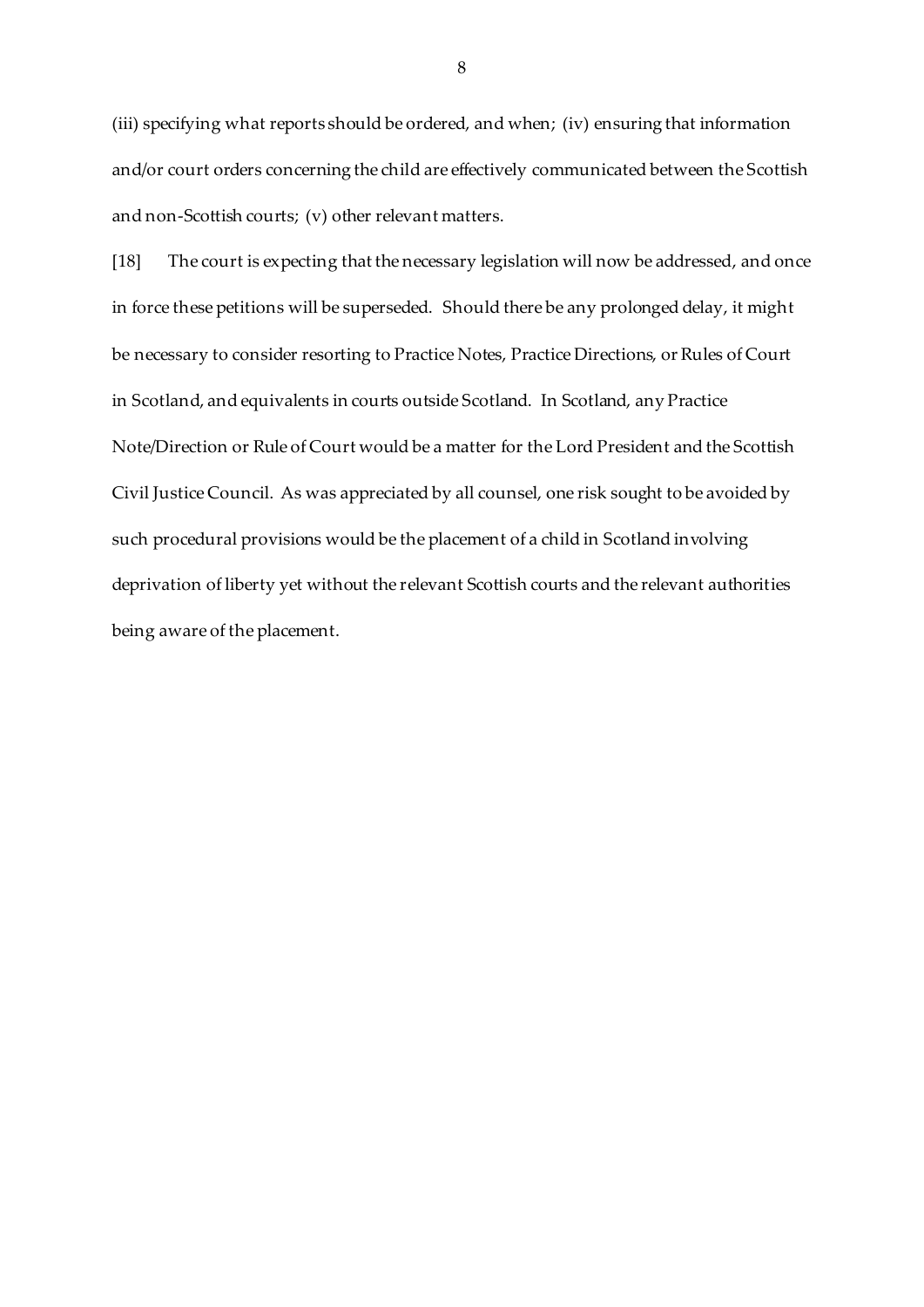(iii) specifying what reports should be ordered, and when; (iv) ensuring that information and/or court orders concerning the child are effectively communicated between the Scottish and non-Scottish courts; (v) other relevant matters.

[18] The court is expecting that the necessary legislation will now be addressed, and once in force these petitions will be superseded. Should there be any prolonged delay, it might be necessary to consider resorting to Practice Notes, Practice Directions, or Rules of Court in Scotland, and equivalents in courts outside Scotland. In Scotland, any Practice Note/Direction or Rule of Court would be a matter for the Lord President and the Scottish Civil Justice Council. As was appreciated by all counsel, one risk sought to be avoided by such procedural provisions would be the placement of a child in Scotland involving deprivation of liberty yet without the relevant Scottish courts and the relevant authorities being aware of the placement.